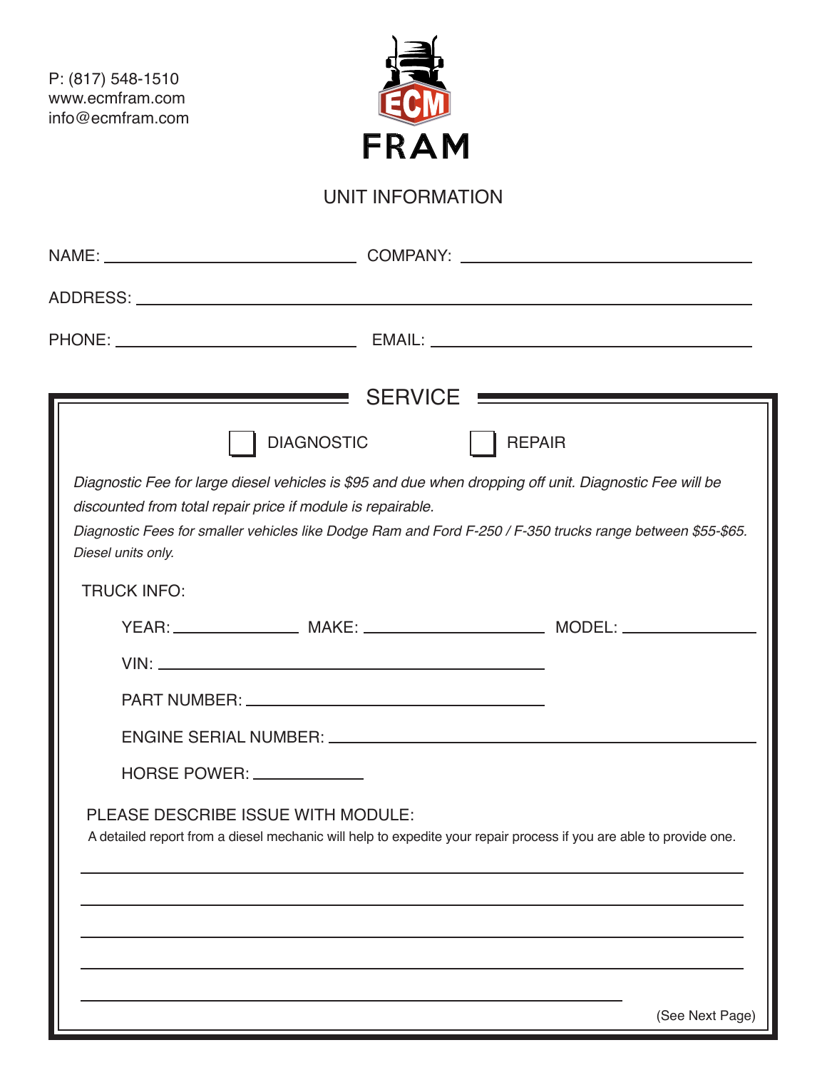P: (817) 548-1510
www.ecmfram.com
info@ecmfram.com

ECM FRAM

## UNIT INFORMATION

NAME: ______________________ COMPANY: ______________________

ADDRESS: ____________________________________________

PHONE: ______________________ EMAIL: ______________________

## SERVICE

☐ DIAGNOSTIC ☐ REPAIR

*Diagnostic Fee for large diesel vehicles is $95 and due when dropping off unit. Diagnostic Fee will be discounted from total repair price if module is repairable.*

*Diagnostic Fees for smaller vehicles like Dodge Ram and Ford F-250 / F-350 trucks range between $55-$65. Diesel units only.*

TRUCK INFO:

YEAR: ____________ MAKE: ________________ MODEL: ____________

VIN: ______________________________

PART NUMBER: ______________________________

ENGINE SERIAL NUMBER: ______________________________

HORSE POWER: __________

PLEASE DESCRIBE ISSUE WITH MODULE:

A detailed report from a diesel mechanic will help to expedite your repair process if you are able to provide one.

______________________________________________________________

______________________________________________________________

______________________________________________________________

______________________________________________________________

______________________________________________________________

(See Next Page)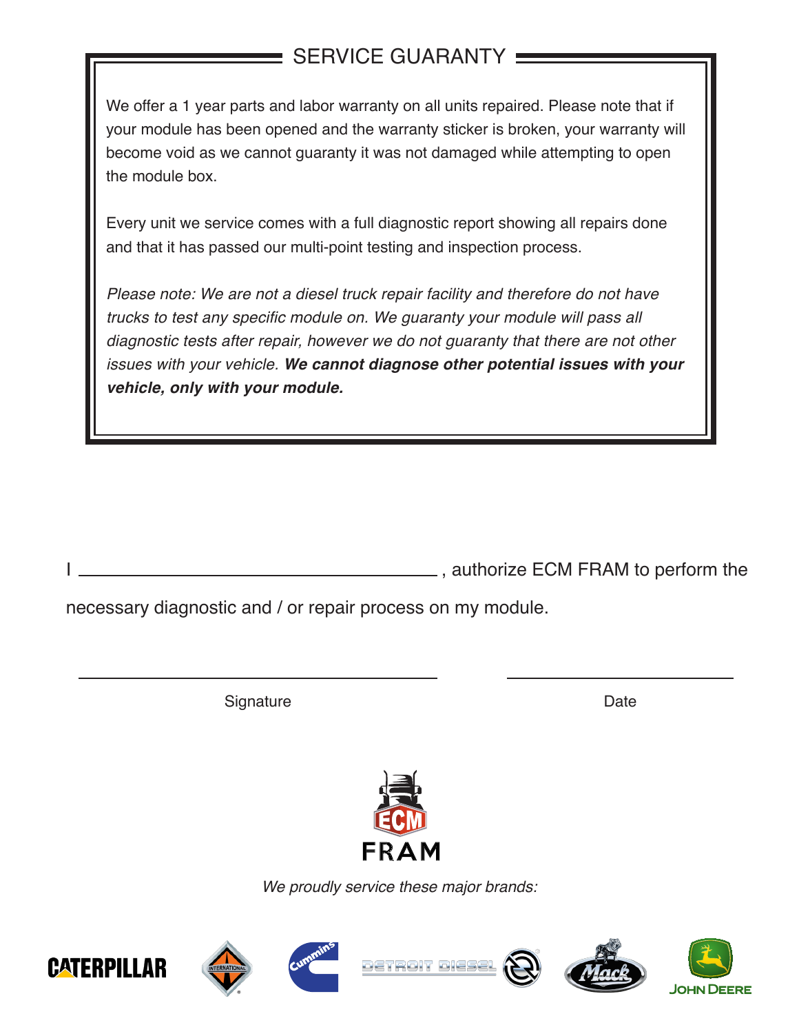## SERVICE GUARANTY

We offer a 1 year parts and labor warranty on all units repaired. Please note that if your module has been opened and the warranty sticker is broken, your warranty will become void as we cannot guaranty it was not damaged while attempting to open the module box.

Every unit we service comes with a full diagnostic report showing all repairs done and that it has passed our multi-point testing and inspection process.

*Please note: We are not a diesel truck repair facility and therefore do not have trucks to test any specific module on. We guaranty your module will pass all diagnostic tests after repair, however we do not guaranty that there are not other issues with your vehicle.* ***We cannot diagnose other potential issues with your vehicle, only with your module.***

I ________________________________, authorize ECM FRAM to perform the necessary diagnostic and / or repair process on my module.

________________________________ ____________________

Signature Date

ECM FRAM

*We proudly service these major brands:*

CATERPILLAR INTERNATIONAL Cummins DETROIT DIESEL Mack JOHN DEERE